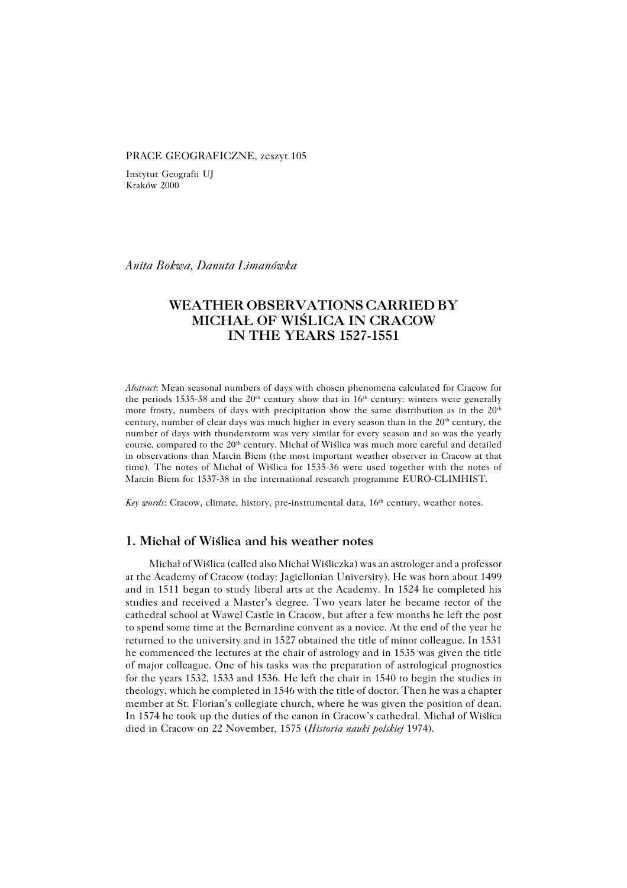PRACE GEOGRAFICZNE, zeszyt 105

Instytut Geografii UJ
Kraków 2000

*Anita Bokwa, Danuta Limanówka*

# WEATHER OBSERVATIONS CARRIED BY MICHAŁ OF WIŚLICA IN CRACOW IN THE YEARS 1527-1551

*Abstract*: Mean seasonal numbers of days with chosen phenomena calculated for Cracow for the periods 1535-38 and the 20th century show that in 16th century: winters were generally more frosty, numbers of days with precipitation show the same distribution as in the 20th century, number of clear days was much higher in every season than in the 20th century, the number of days with thunderstorm was very similar for every season and so was the yearly course, compared to the 20th century. Michał of Wiślica was much more careful and detailed in observations than Marcin Biem (the most important weather observer in Cracow at that time). The notes of Michał of Wiślica for 1535-36 were used together with the notes of Marcin Biem for 1537-38 in the international research programme EURO-CLIMHIST.

*Key words*: Cracow, climate, history, pre-instrumental data, 16th century, weather notes.

## 1. Michał of Wiślica and his weather notes

Michał of Wiślica (called also Michał Wiśliczka) was an astrologer and a professor at the Academy of Cracow (today: Jagiellonian University). He was born about 1499 and in 1511 began to study liberal arts at the Academy. In 1524 he completed his studies and received a Master's degree. Two years later he became rector of the cathedral school at Wawel Castle in Cracow, but after a few months he left the post to spend some time at the Bernardine convent as a novice. At the end of the year he returned to the university and in 1527 obtained the title of minor colleague. In 1531 he commenced the lectures at the chair of astrology and in 1535 was given the title of major colleague. One of his tasks was the preparation of astrological prognostics for the years 1532, 1533 and 1536. He left the chair in 1540 to begin the studies in theology, which he completed in 1546 with the title of doctor. Then he was a chapter member at St. Florian's collegiate church, where he was given the position of dean. In 1574 he took up the duties of the canon in Cracow's cathedral. Michał of Wiślica died in Cracow on 22 November, 1575 (*Historia nauki polskiej* 1974).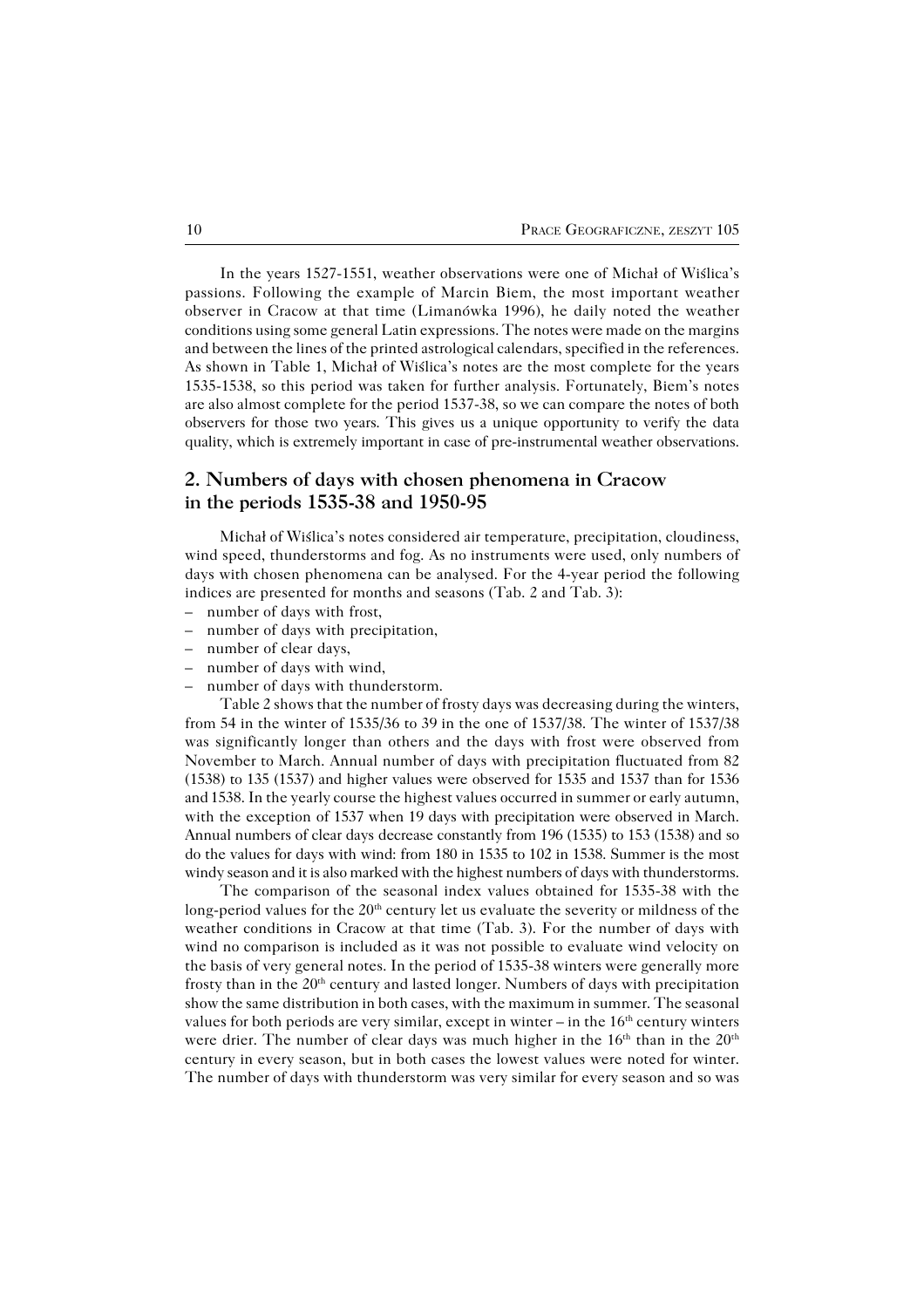In the years 1527-1551, weather observations were one of Michał of Wiślica's passions. Following the example of Marcin Biem, the most important weather observer in Cracow at that time (Limanówka 1996), he daily noted the weather conditions using some general Latin expressions. The notes were made on the margins and between the lines of the printed astrological calendars, specified in the references. As shown in Table 1, Michał of Wiślica's notes are the most complete for the years 1535-1538, so this period was taken for further analysis. Fortunately, Biem's notes are also almost complete for the period 1537-38, so we can compare the notes of both observers for those two years. This gives us a unique opportunity to verify the data quality, which is extremely important in case of pre-instrumental weather observations.

## 2. Numbers of days with chosen phenomena in Cracow in the periods 1535-38 and 1950-95

Michał of Wiślica's notes considered air temperature, precipitation, cloudiness, wind speed, thunderstorms and fog. As no instruments were used, only numbers of days with chosen phenomena can be analysed. For the 4-year period the following indices are presented for months and seasons (Tab. 2 and Tab. 3):

– number of days with frost,
– number of days with precipitation,
– number of clear days,
– number of days with wind,
– number of days with thunderstorm.

Table 2 shows that the number of frosty days was decreasing during the winters, from 54 in the winter of 1535/36 to 39 in the one of 1537/38. The winter of 1537/38 was significantly longer than others and the days with frost were observed from November to March. Annual number of days with precipitation fluctuated from 82 (1538) to 135 (1537) and higher values were observed for 1535 and 1537 than for 1536 and 1538. In the yearly course the highest values occurred in summer or early autumn, with the exception of 1537 when 19 days with precipitation were observed in March. Annual numbers of clear days decrease constantly from 196 (1535) to 153 (1538) and so do the values for days with wind: from 180 in 1535 to 102 in 1538. Summer is the most windy season and it is also marked with the highest numbers of days with thunderstorms.

The comparison of the seasonal index values obtained for 1535-38 with the long-period values for the 20th century let us evaluate the severity or mildness of the weather conditions in Cracow at that time (Tab. 3). For the number of days with wind no comparison is included as it was not possible to evaluate wind velocity on the basis of very general notes. In the period of 1535-38 winters were generally more frosty than in the 20th century and lasted longer. Numbers of days with precipitation show the same distribution in both cases, with the maximum in summer. The seasonal values for both periods are very similar, except in winter – in the 16th century winters were drier. The number of clear days was much higher in the 16th than in the 20th century in every season, but in both cases the lowest values were noted for winter. The number of days with thunderstorm was very similar for every season and so was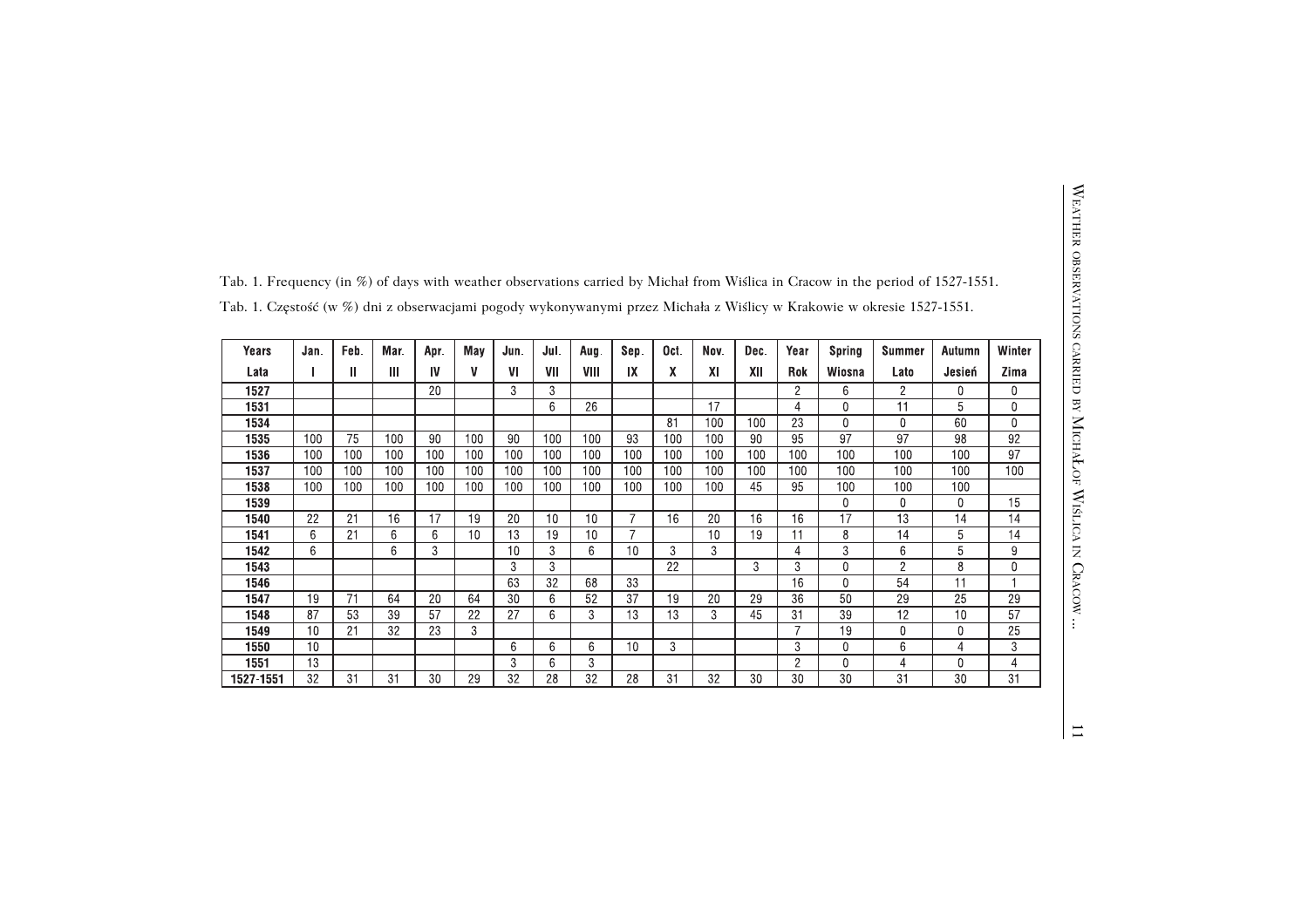Tab. 1. Frequency (in %) of days with weather observations carried by Michał from Wiślica in Cracow in the period of 1527-1551.

Tab. 1. Częstość (w %) dni z obserwacjami pogody wykonywanymi przez Michała z Wiślicy w Krakowie w okresie 1527-1551.

| Years | Jan. | Feb. | Mar. | Apr. | May | Jun. | Jul. | Aug. | Sep. | Oct. | Nov. | Dec. | Year | Spring | Summer | Autumn | Winter |
|---|---|---|---|---|---|---|---|---|---|---|---|---|---|---|---|---|---|
| Lata | I | II | III | IV | V | VI | VII | VIII | IX | X | XI | XII | Rok | Wiosna | Lato | Jesień | Zima |
| 1527 | | | | 20 | | 3 | 3 | | | | | | 2 | 6 | 2 | 0 | 0 |
| 1531 | | | | | | | 6 | 26 | | | 17 | | 4 | 0 | 11 | 5 | 0 |
| 1534 | | | | | | | | | | 81 | 100 | 100 | 23 | 0 | 0 | 60 | 0 |
| 1535 | 100 | 75 | 100 | 90 | 100 | 90 | 100 | 100 | 93 | 100 | 100 | 90 | 95 | 97 | 97 | 98 | 92 |
| 1536 | 100 | 100 | 100 | 100 | 100 | 100 | 100 | 100 | 100 | 100 | 100 | 100 | 100 | 100 | 100 | 100 | 97 |
| 1537 | 100 | 100 | 100 | 100 | 100 | 100 | 100 | 100 | 100 | 100 | 100 | 100 | 100 | 100 | 100 | 100 | 100 |
| 1538 | 100 | 100 | 100 | 100 | 100 | 100 | 100 | 100 | 100 | 100 | 100 | 45 | 95 | 100 | 100 | 100 | |
| 1539 | | | | | | | | | | | | | | 0 | 0 | 0 | 15 |
| 1540 | 22 | 21 | 16 | 17 | 19 | 20 | 10 | 10 | 7 | 16 | 20 | 16 | 16 | 17 | 13 | 14 | 14 |
| 1541 | 6 | 21 | 6 | 6 | 10 | 13 | 19 | 10 | 7 | | 10 | 19 | 11 | 8 | 14 | 5 | 14 |
| 1542 | 6 | | 6 | 3 | | 10 | 3 | 6 | 10 | 3 | 3 | | 4 | 3 | 6 | 5 | 9 |
| 1543 | | | | | | 3 | 3 | | | 22 | | 3 | 3 | 0 | 2 | 8 | 0 |
| 1546 | | | | | | 63 | 32 | 68 | 33 | | | | 16 | 0 | 54 | 11 | 1 |
| 1547 | 19 | 71 | 64 | 20 | 64 | 30 | 6 | 52 | 37 | 19 | 20 | 29 | 36 | 50 | 29 | 25 | 29 |
| 1548 | 87 | 53 | 39 | 57 | 22 | 27 | 6 | 3 | 13 | 13 | 3 | 45 | 31 | 39 | 12 | 10 | 57 |
| 1549 | 10 | 21 | 32 | 23 | 3 | | | | | | | | 7 | 19 | 0 | 0 | 25 |
| 1550 | 10 | | | | | 6 | 6 | 6 | 10 | 3 | | | 3 | 0 | 6 | 4 | 3 |
| 1551 | 13 | | | | | 3 | 6 | 3 | | | | | 2 | 0 | 4 | 0 | 4 |
| 1527-1551 | 32 | 31 | 31 | 30 | 29 | 32 | 28 | 32 | 28 | 31 | 32 | 30 | 30 | 30 | 31 | 30 | 31 |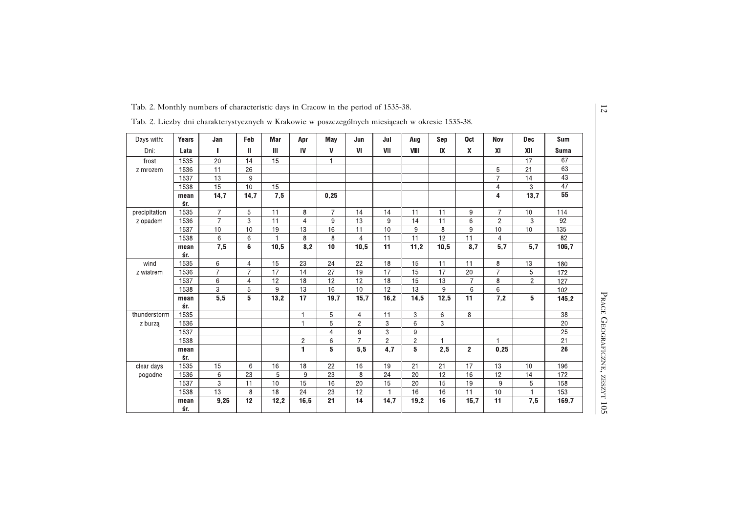Tab. 2. Monthly numbers of characteristic days in Cracow in the period of 1535-38.

Tab. 2. Liczby dni charakterystycznych w Krakowie w poszczególnych miesiącach w okresie 1535-38.

| Days with: Dni: | Years Lata | Jan I | Feb II | Mar III | Apr IV | May V | Jun VI | Jul VII | Aug VIII | Sep IX | Oct X | Nov XI | Dec XII | Sum Suma |
|---|---|---|---|---|---|---|---|---|---|---|---|---|---|---|
| frost z mrozem | 1535 | 20 | 14 | 15 | | 1 | | | | | | | 17 | 67 |
| | 1536 | 11 | 26 | | | | | | | | | 5 | 21 | 63 |
| | 1537 | 13 | 9 | | | | | | | | | 7 | 14 | 43 |
| | 1538 | 15 | 10 | 15 | | | | | | | | 4 | 3 | 47 |
| | **mean śr.** | **14,7** | **14,7** | **7,5** | | **0,25** | | | | | | **4** | **13,7** | **55** |
| precipitation z opadem | 1535 | 7 | 5 | 11 | 8 | 7 | 14 | 14 | 11 | 11 | 9 | 7 | 10 | 114 |
| | 1536 | 7 | 3 | 11 | 4 | 9 | 13 | 9 | 14 | 11 | 6 | 2 | 3 | 92 |
| | 1537 | 10 | 10 | 19 | 13 | 16 | 11 | 10 | 9 | 8 | 9 | 10 | 10 | 135 |
| | 1538 | 6 | 6 | 1 | 8 | 8 | 4 | 11 | 11 | 12 | 11 | 4 | | 82 |
| | **mean śr.** | **7,5** | **6** | **10,5** | **8,2** | **10** | **10,5** | **11** | **11,2** | **10,5** | **8,7** | **5,7** | **5,7** | **105,7** |
| wind z wiatrem | 1535 | 6 | 4 | 15 | 23 | 24 | 22 | 18 | 15 | 11 | 11 | 8 | 13 | 180 |
| | 1536 | 7 | 7 | 17 | 14 | 27 | 19 | 17 | 15 | 17 | 20 | 7 | 5 | 172 |
| | 1537 | 6 | 4 | 12 | 18 | 12 | 12 | 18 | 15 | 13 | 7 | 8 | 2 | 127 |
| | 1538 | 3 | 5 | 9 | 13 | 16 | 10 | 12 | 13 | 9 | 6 | 6 | | 102 |
| | **mean śr.** | **5,5** | **5** | **13,2** | **17** | **19,7** | **15,7** | **16,2** | **14,5** | **12,5** | **11** | **7,2** | **5** | **145,2** |
| thunderstorm z burzą | 1535 | | | | 1 | 5 | 4 | 11 | 3 | 6 | 8 | | | 38 |
| | 1536 | | | | 1 | 5 | 2 | 3 | 6 | 3 | | | | 20 |
| | 1537 | | | | | 4 | 9 | 3 | 9 | | | | | 25 |
| | 1538 | | | | 2 | 6 | 7 | 2 | 2 | 1 | | 1 | | 21 |
| | **mean śr.** | | | | **1** | **5** | **5,5** | **4,7** | **5** | **2,5** | **2** | **0,25** | | **26** |
| clear days pogodne | 1535 | 15 | 6 | 16 | 18 | 22 | 16 | 19 | 21 | 21 | 17 | 13 | 10 | 196 |
| | 1536 | 6 | 23 | 5 | 9 | 23 | 8 | 24 | 20 | 12 | 16 | 12 | 14 | 172 |
| | 1537 | 3 | 11 | 10 | 15 | 16 | 20 | 15 | 20 | 15 | 19 | 9 | 5 | 158 |
| | 1538 | 13 | 8 | 18 | 24 | 23 | 12 | 1 | 16 | 16 | 11 | 10 | 1 | 153 |
| | **mean śr.** | **9,25** | **12** | **12,2** | **16,5** | **21** | **14** | **14,7** | **19,2** | **16** | **15,7** | **11** | **7,5** | **169,7** |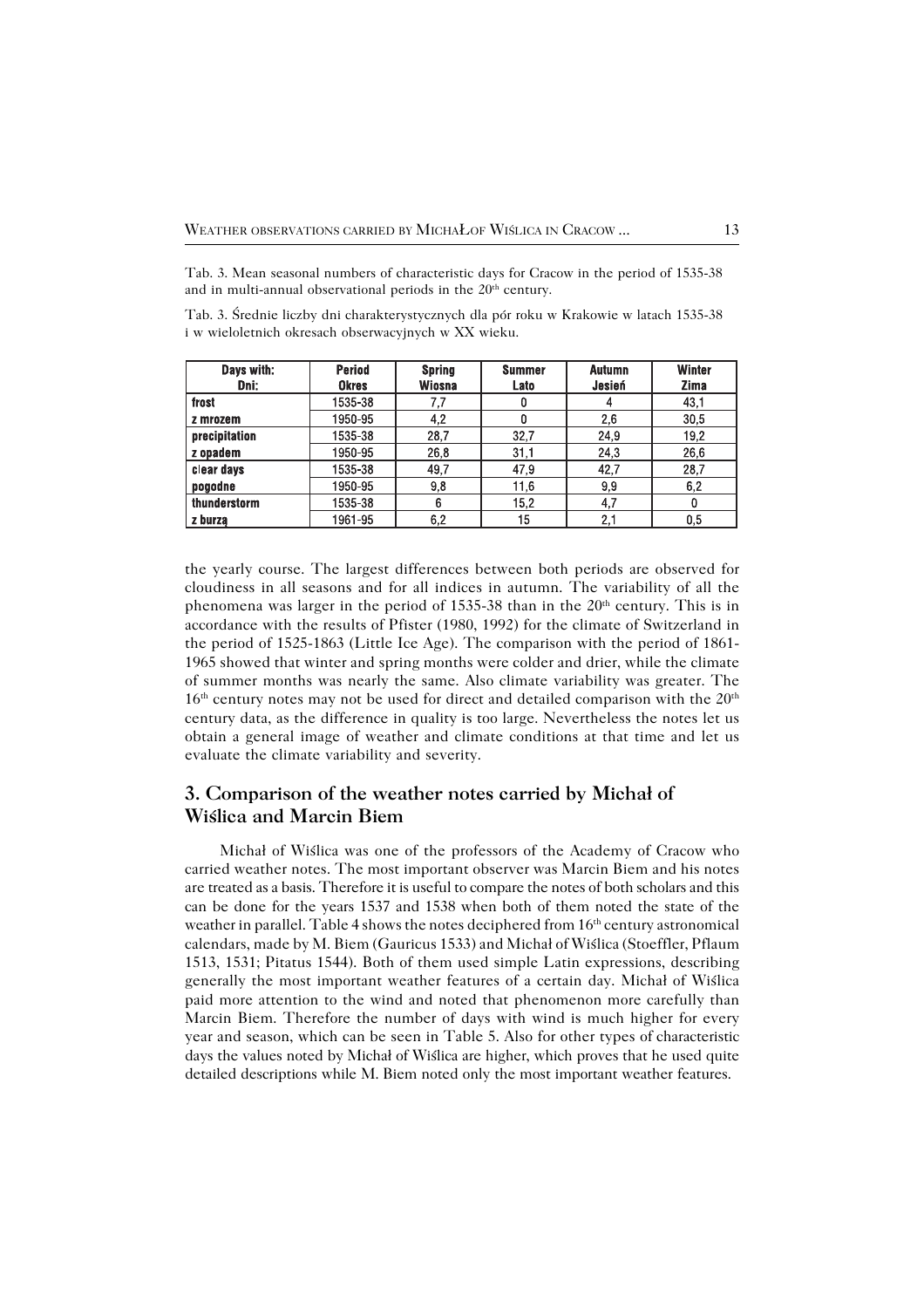Tab. 3. Mean seasonal numbers of characteristic days for Cracow in the period of 1535-38 and in multi-annual observational periods in the 20th century.

Tab. 3. Średnie liczby dni charakterystycznych dla pór roku w Krakowie w latach 1535-38 i w wieloletnich okresach obserwacyjnych w XX wieku.

| Days with: Dni: | Period Okres | Spring Wiosna | Summer Lato | Autumn Jesień | Winter Zima |
|---|---|---|---|---|---|
| frost | 1535-38 | 7,7 | 0 | 4 | 43,1 |
| z mrozem | 1950-95 | 4,2 | 0 | 2,6 | 30,5 |
| precipitation | 1535-38 | 28,7 | 32,7 | 24,9 | 19,2 |
| z opadem | 1950-95 | 26,8 | 31,1 | 24,3 | 26,6 |
| clear days | 1535-38 | 49,7 | 47,9 | 42,7 | 28,7 |
| pogodne | 1950-95 | 9,8 | 11,6 | 9,9 | 6,2 |
| thunderstorm | 1535-38 | 6 | 15,2 | 4,7 | 0 |
| z burzą | 1961-95 | 6,2 | 15 | 2,1 | 0,5 |

the yearly course. The largest differences between both periods are observed for cloudiness in all seasons and for all indices in autumn. The variability of all the phenomena was larger in the period of 1535-38 than in the 20th century. This is in accordance with the results of Pfister (1980, 1992) for the climate of Switzerland in the period of 1525-1863 (Little Ice Age). The comparison with the period of 1861-1965 showed that winter and spring months were colder and drier, while the climate of summer months was nearly the same. Also climate variability was greater. The 16th century notes may not be used for direct and detailed comparison with the 20th century data, as the difference in quality is too large. Nevertheless the notes let us obtain a general image of weather and climate conditions at that time and let us evaluate the climate variability and severity.

## 3. Comparison of the weather notes carried by Michał of Wiślica and Marcin Biem

Michał of Wiślica was one of the professors of the Academy of Cracow who carried weather notes. The most important observer was Marcin Biem and his notes are treated as a basis. Therefore it is useful to compare the notes of both scholars and this can be done for the years 1537 and 1538 when both of them noted the state of the weather in parallel. Table 4 shows the notes deciphered from 16th century astronomical calendars, made by M. Biem (Gauricus 1533) and Michał of Wiślica (Stoeffler, Pflaum 1513, 1531; Pitatus 1544). Both of them used simple Latin expressions, describing generally the most important weather features of a certain day. Michał of Wiślica paid more attention to the wind and noted that phenomenon more carefully than Marcin Biem. Therefore the number of days with wind is much higher for every year and season, which can be seen in Table 5. Also for other types of characteristic days the values noted by Michał of Wiślica are higher, which proves that he used quite detailed descriptions while M. Biem noted only the most important weather features.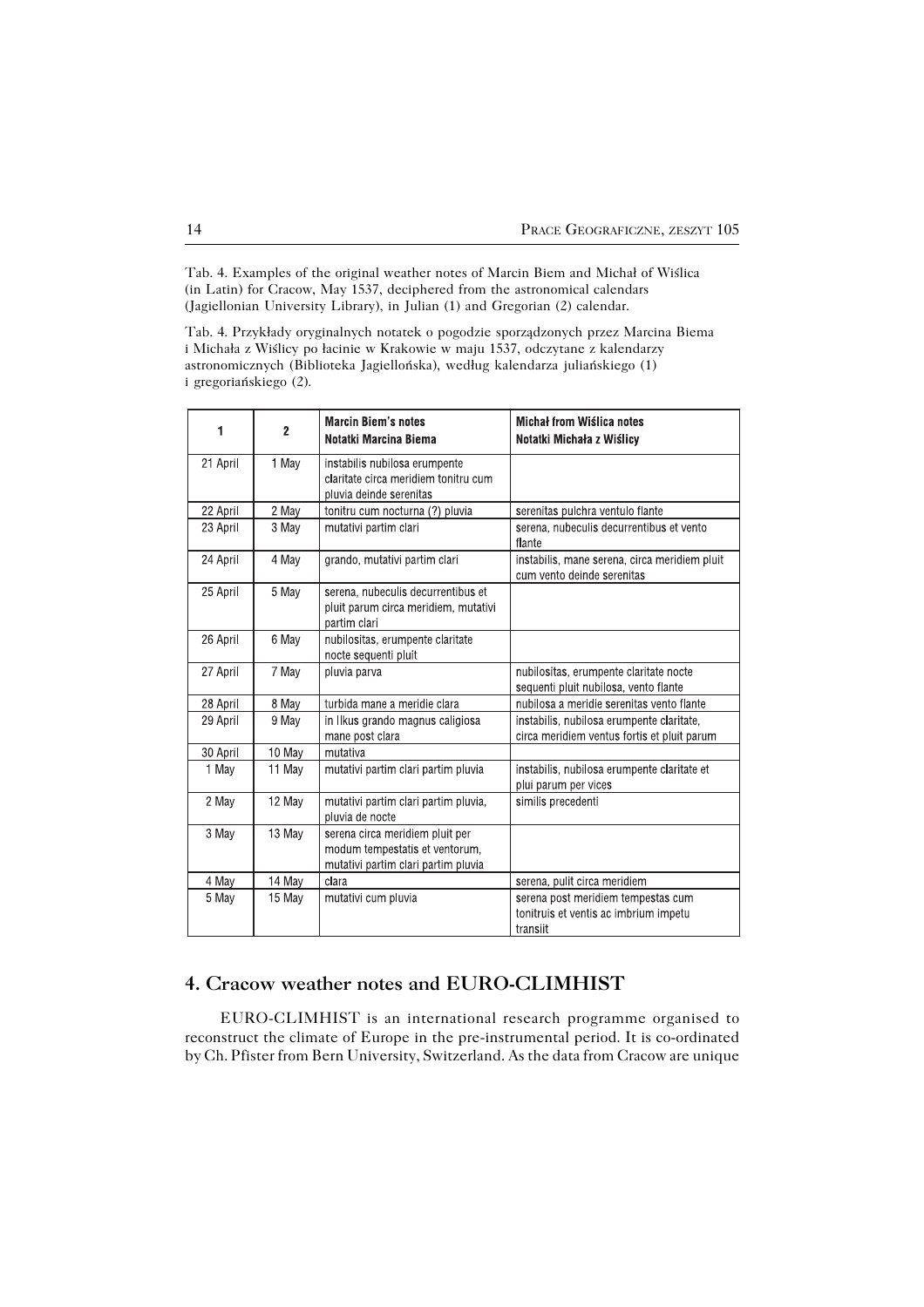Tab. 4. Examples of the original weather notes of Marcin Biem and Michał of Wiślica (in Latin) for Cracow, May 1537, deciphered from the astronomical calendars (Jagiellonian University Library), in Julian (1) and Gregorian (2) calendar.

Tab. 4. Przykłady oryginalnych notatek o pogodzie sporządzonych przez Marcina Biema i Michała z Wiślicy po łacinie w Krakowie w maju 1537, odczytane z kalendarzy astronomicznych (Biblioteka Jagiellońska), według kalendarza juliańskiego (1) i gregoriańskiego (2).

| 1 | 2 | Marcin Biem's notes<br>Notatki Marcina Biema | Michał from Wiślica notes<br>Notatki Michała z Wiślicy |
|---|---|---|---|
| 21 April | 1 May | instabilis nubilosa erumpente claritate circa meridiem tonitru cum pluvia deinde serenitas | |
| 22 April | 2 May | tonitru cum nocturna (?) pluvia | serenitas pulchra ventulo flante |
| 23 April | 3 May | mutativi partim clari | serena, nubeculis decurrentibus et vento flante |
| 24 April | 4 May | grando, mutativi partim clari | instabilis, mane serena, circa meridiem pluit cum vento deinde serenitas |
| 25 April | 5 May | serena, nubeculis decurrentibus et pluit parum circa meridiem, mutativi partim clari | |
| 26 April | 6 May | nubilositas, erumpente claritate nocte sequenti pluit | |
| 27 April | 7 May | pluvia parva | nubilositas, erumpente claritate nocte sequenti pluit nubilosa, vento flante |
| 28 April | 8 May | turbida mane a meridie clara | nubilosa a meridie serenitas vento flante |
| 29 April | 9 May | in Ilkus grando magnus caligiosa mane post clara | instabilis, nubilosa erumpente claritate, circa meridiem ventus fortis et pluit parum |
| 30 April | 10 May | mutativa | |
| 1 May | 11 May | mutativi partim clari partim pluvia | instabilis, nubilosa erumpente claritate et plui parum per vices |
| 2 May | 12 May | mutativi partim clari partim pluvia, pluvia de nocte | similis precedenti |
| 3 May | 13 May | serena circa meridiem pluit per modum tempestatis et ventorum, mutativi partim clari partim pluvia | |
| 4 May | 14 May | clara | serena, pulit circa meridiem |
| 5 May | 15 May | mutativi cum pluvia | serena post meridiem tempestas cum tonitruis et ventis ac imbrium impetu transiit |

## 4. Cracow weather notes and EURO-CLIMHIST

EURO-CLIMHIST is an international research programme organised to reconstruct the climate of Europe in the pre-instrumental period. It is co-ordinated by Ch. Pfister from Bern University, Switzerland. As the data from Cracow are unique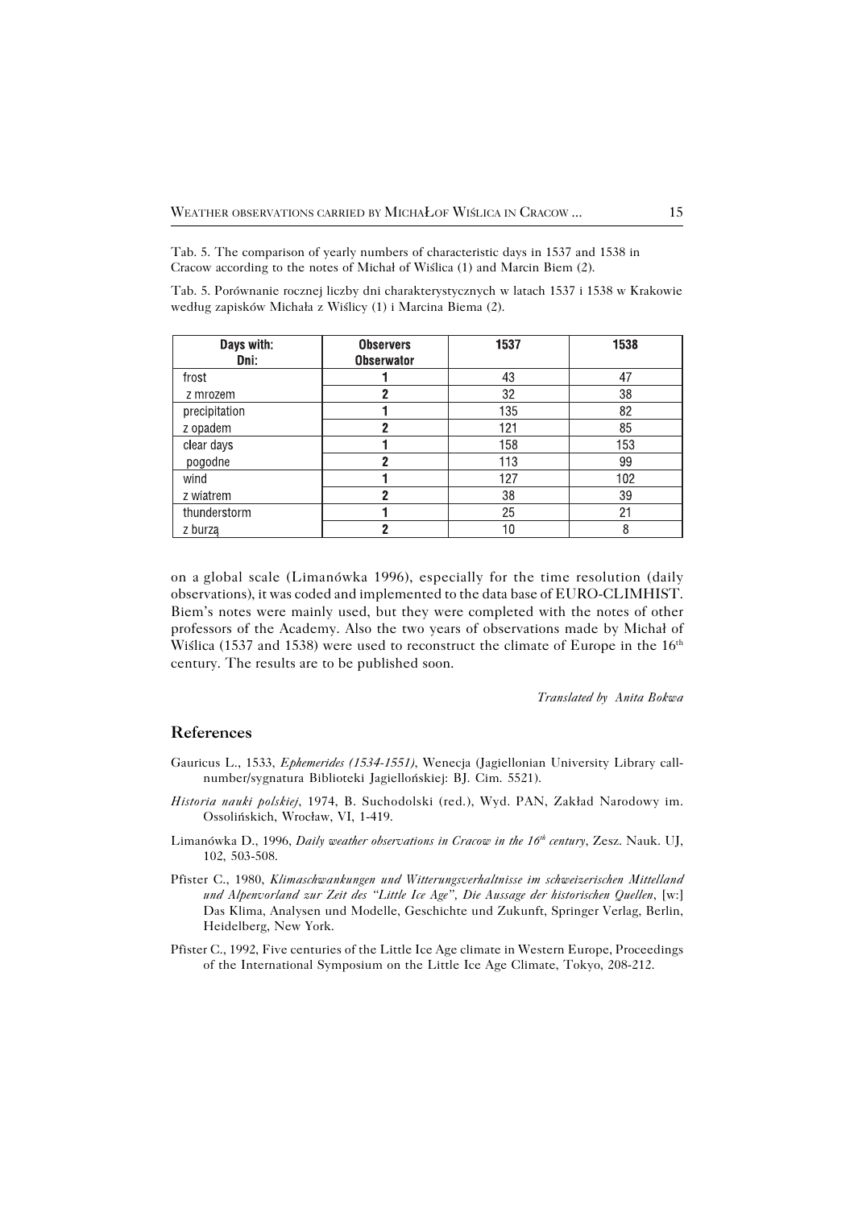Tab. 5. The comparison of yearly numbers of characteristic days in 1537 and 1538 in Cracow according to the notes of Michał of Wiślica (1) and Marcin Biem (2).

Tab. 5. Porównanie rocznej liczby dni charakterystycznych w latach 1537 i 1538 w Krakowie według zapisków Michała z Wiślicy (1) i Marcina Biema (2).

| Days with: Dni: | Observers Obserwator | 1537 | 1538 |
|---|---|---|---|
| frost | 1 | 43 | 47 |
| z mrozem | 2 | 32 | 38 |
| precipitation | 1 | 135 | 82 |
| z opadem | 2 | 121 | 85 |
| clear days | 1 | 158 | 153 |
| pogodne | 2 | 113 | 99 |
| wind | 1 | 127 | 102 |
| z wiatrem | 2 | 38 | 39 |
| thunderstorm | 1 | 25 | 21 |
| z burzą | 2 | 10 | 8 |

on a global scale (Limanówka 1996), especially for the time resolution (daily observations), it was coded and implemented to the data base of EURO-CLIMHIST. Biem's notes were mainly used, but they were completed with the notes of other professors of the Academy. Also the two years of observations made by Michał of Wiślica (1537 and 1538) were used to reconstruct the climate of Europe in the 16$^{th}$ century. The results are to be published soon.

*Translated by Anita Bokwa*

## References

Gauricus L., 1533, *Ephemerides (1534-1551)*, Wenecja (Jagiellonian University Library call-number/sygnatura Biblioteki Jagiellońskiej: BJ. Cim. 5521).

*Historia nauki polskiej*, 1974, B. Suchodolski (red.), Wyd. PAN, Zakład Narodowy im. Ossolińskich, Wrocław, VI, 1-419.

Limanówka D., 1996, *Daily weather observations in Cracow in the 16$^{th}$ century*, Zesz. Nauk. UJ, 102, 503-508.

Pfister C., 1980, *Klimaschwankungen und Witterungsverhaltnisse im schweizerischen Mittelland und Alpenvorland zur Zeit des "Little Ice Age", Die Aussage der historischen Quellen*, [w:] Das Klima, Analysen und Modelle, Geschichte und Zukunft, Springer Verlag, Berlin, Heidelberg, New York.

Pfister C., 1992, Five centuries of the Little Ice Age climate in Western Europe, Proceedings of the International Symposium on the Little Ice Age Climate, Tokyo, 208-212.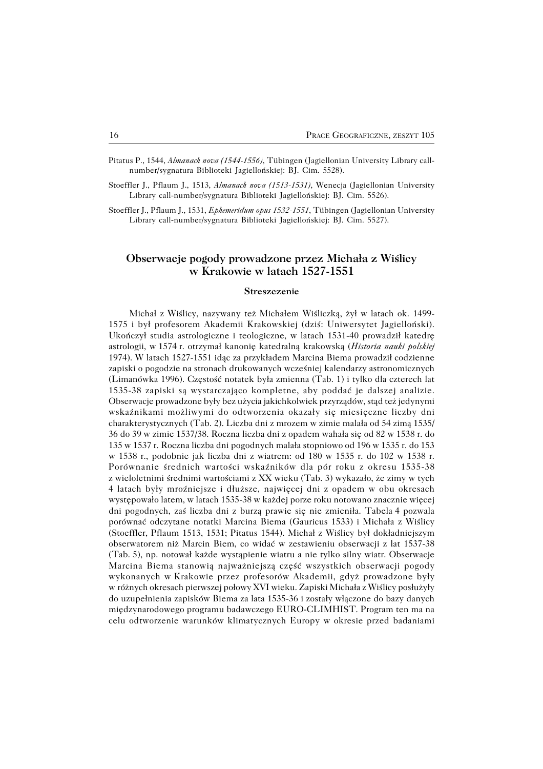Pitatus P., 1544, *Almanach nova (1544-1556)*, Tübingen (Jagiellonian University Library call-number/sygnatura Biblioteki Jagiellońskiej: BJ. Cim. 5528).

Stoeffler J., Pflaum J., 1513, *Almanach nova (1513-1531)*, Wenecja (Jagiellonian University Library call-number/sygnatura Biblioteki Jagiellońskiej: BJ. Cim. 5526).

Stoeffler J., Pflaum J., 1531, *Ephemeridum opus 1532-1551*, Tübingen (Jagiellonian University Library call-number/sygnatura Biblioteki Jagiellońskiej: BJ. Cim. 5527).

## Obserwacje pogody prowadzone przez Michała z Wiślicy w Krakowie w latach 1527-1551

### Streszczenie

Michał z Wiślicy, nazywany też Michałem Wiśliczką, żył w latach ok. 1499-1575 i był profesorem Akademii Krakowskiej (dziś: Uniwersytet Jagielloński). Ukończył studia astrologiczne i teologiczne, w latach 1531-40 prowadził katedrę astrologii, w 1574 r. otrzymał kanonię katedralną krakowską (*Historia nauki polskiej* 1974). W latach 1527-1551 idąc za przykładem Marcina Biema prowadził codzienne zapiski o pogodzie na stronach drukowanych wcześniej kalendarzy astronomicznych (Limanówka 1996). Częstość notatek była zmienna (Tab. 1) i tylko dla czterech lat 1535-38 zapiski są wystarczająco kompletne, aby poddać je dalszej analizie. Obserwacje prowadzone były bez użycia jakichkolwiek przyrządów, stąd też jedynymi wskaźnikami możliwymi do odtworzenia okazały się miesięczne liczby dni charakterystycznych (Tab. 2). Liczba dni z mrozem w zimie malała od 54 zimą 1535/36 do 39 w zimie 1537/38. Roczna liczba dni z opadem wahała się od 82 w 1538 r. do 135 w 1537 r. Roczna liczba dni pogodnych malała stopniowo od 196 w 1535 r. do 153 w 1538 r., podobnie jak liczba dni z wiatrem: od 180 w 1535 r. do 102 w 1538 r. Porównanie średnich wartości wskaźników dla pór roku z okresu 1535-38 z wieloletnimi średnimi wartościami z XX wieku (Tab. 3) wykazało, że zimy w tych 4 latach były mroźniejsze i dłuższe, najwięcej dni z opadem w obu okresach występowało latem, w latach 1535-38 w każdej porze roku notowano znacznie więcej dni pogodnych, zaś liczba dni z burzą prawie się nie zmieniła. Tabela 4 pozwala porównać odczytane notatki Marcina Biema (Gauricus 1533) i Michała z Wiślicy (Stoeffler, Pflaum 1513, 1531; Pitatus 1544). Michał z Wiślicy był dokładniejszym obserwatorem niż Marcin Biem, co widać w zestawieniu obserwacji z lat 1537-38 (Tab. 5), np. notował każde wystąpienie wiatru a nie tylko silny wiatr. Obserwacje Marcina Biema stanowią najważniejszą część wszystkich obserwacji pogody wykonanych w Krakowie przez profesorów Akademii, gdyż prowadzone były w różnych okresach pierwszej połowy XVI wieku. Zapiski Michała z Wiślicy posłużyły do uzupełnienia zapisków Biema za lata 1535-36 i zostały włączone do bazy danych międzynarodowego programu badawczego EURO-CLIMHIST. Program ten ma na celu odtworzenie warunków klimatycznych Europy w okresie przed badaniami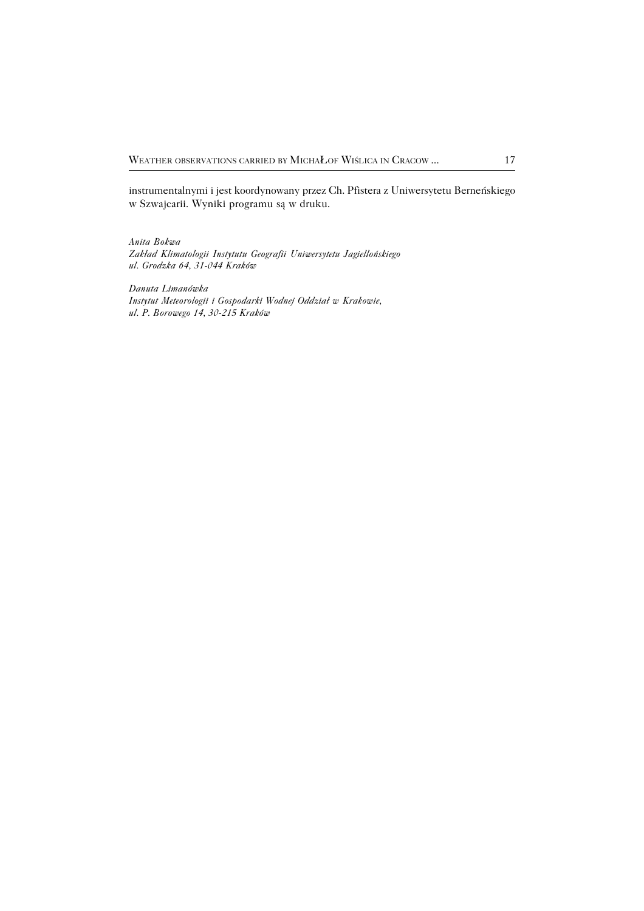instrumentalnymi i jest koordynowany przez Ch. Pfistera z Uniwersytetu Berneńskiego w Szwajcarii. Wyniki programu są w druku.

*Anita Bokwa*
*Zakład Klimatologii Instytutu Geografii Uniwersytetu Jagiellońskiego*
*ul. Grodzka 64, 31-044 Kraków*

*Danuta Limanówka*
*Instytut Meteorologii i Gospodarki Wodnej Oddział w Krakowie,*
*ul. P. Borowego 14, 30-215 Kraków*